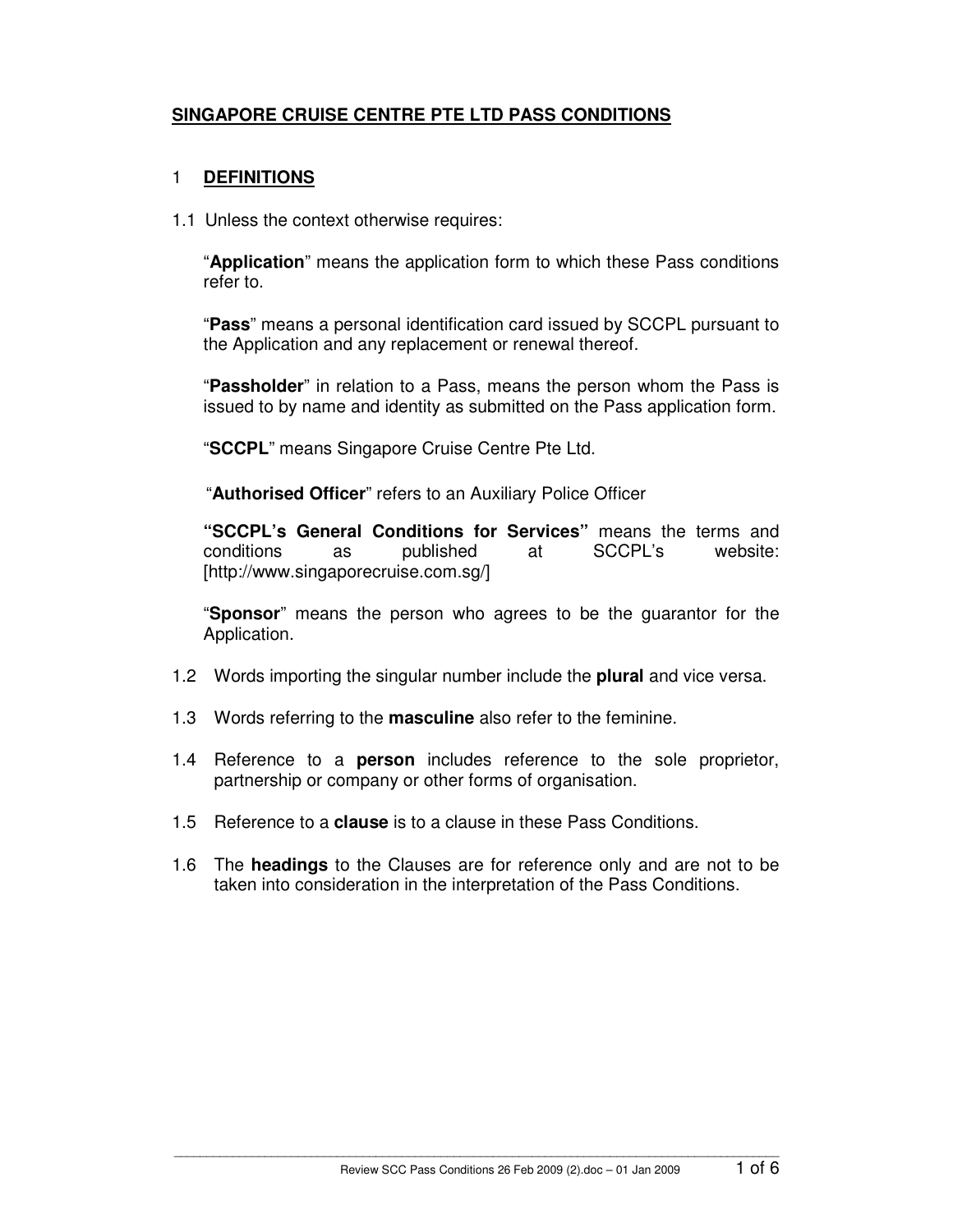# SINGAPORE CRUISE CENTRE PTE LTD PASS CONDITIONS

## 1 DEFINITIONS

1.1 Unless the context otherwise requires:

"**Application**" means the application form to which these Pass conditions refer to.

"**Pass**" means a personal identification card issued by SCCPL pursuant to the Application and any replacement or renewal thereof.

"**Passholder**" in relation to a Pass, means the person whom the Pass is issued to by name and identity as submitted on the Pass application form.

"**SCCPL**" means Singapore Cruise Centre Pte Ltd.

"**Authorised Officer**" refers to an Auxiliary Police Officer

**"SCCPL's General Conditions for Services"** means the terms and conditions as published at SCCPL's website: [http://www.singaporecruise.com.sg/]

"**Sponsor**" means the person who agrees to be the guarantor for the Application.

1.2 Words importing the singular number include the **plural** and vice versa.

1.3 Words referring to the **masculine** also refer to the feminine.

1.4 Reference to a **person** includes reference to the sole proprietor, partnership or company or other forms of organisation.

1.5 Reference to a **clause** is to a clause in these Pass Conditions.

1.6 The **headings** to the Clauses are for reference only and are not to be taken into consideration in the interpretation of the Pass Conditions.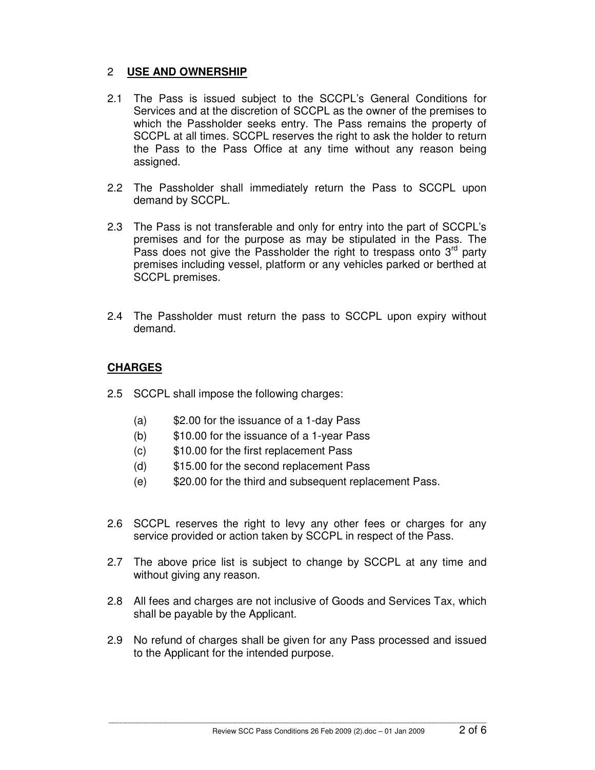## 2 USE AND OWNERSHIP

2.1 The Pass is issued subject to the SCCPL's General Conditions for Services and at the discretion of SCCPL as the owner of the premises to which the Passholder seeks entry. The Pass remains the property of SCCPL at all times. SCCPL reserves the right to ask the holder to return the Pass to the Pass Office at any time without any reason being assigned.

2.2 The Passholder shall immediately return the Pass to SCCPL upon demand by SCCPL.

2.3 The Pass is not transferable and only for entry into the part of SCCPL's premises and for the purpose as may be stipulated in the Pass. The Pass does not give the Passholder the right to trespass onto 3rd party premises including vessel, platform or any vehicles parked or berthed at SCCPL premises.

2.4 The Passholder must return the pass to SCCPL upon expiry without demand.

## CHARGES

2.5 SCCPL shall impose the following charges:

- (a) \$2.00 for the issuance of a 1-day Pass
- (b) \$10.00 for the issuance of a 1-year Pass
- (c) \$10.00 for the first replacement Pass
- (d) \$15.00 for the second replacement Pass
- (e) \$20.00 for the third and subsequent replacement Pass.

2.6 SCCPL reserves the right to levy any other fees or charges for any service provided or action taken by SCCPL in respect of the Pass.

2.7 The above price list is subject to change by SCCPL at any time and without giving any reason.

2.8 All fees and charges are not inclusive of Goods and Services Tax, which shall be payable by the Applicant.

2.9 No refund of charges shall be given for any Pass processed and issued to the Applicant for the intended purpose.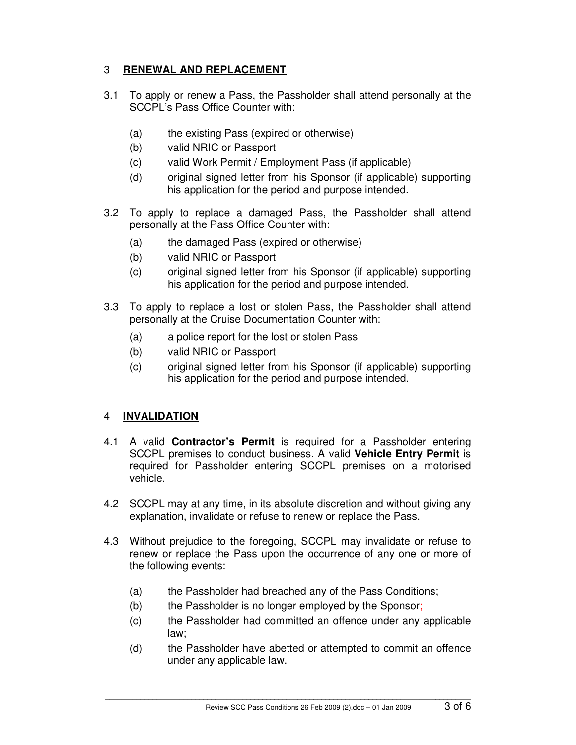## 3 **RENEWAL AND REPLACEMENT**

3.1 To apply or renew a Pass, the Passholder shall attend personally at the SCCPL's Pass Office Counter with:

(a) the existing Pass (expired or otherwise)
(b) valid NRIC or Passport
(c) valid Work Permit / Employment Pass (if applicable)
(d) original signed letter from his Sponsor (if applicable) supporting his application for the period and purpose intended.

3.2 To apply to replace a damaged Pass, the Passholder shall attend personally at the Pass Office Counter with:

(a) the damaged Pass (expired or otherwise)
(b) valid NRIC or Passport
(c) original signed letter from his Sponsor (if applicable) supporting his application for the period and purpose intended.

3.3 To apply to replace a lost or stolen Pass, the Passholder shall attend personally at the Cruise Documentation Counter with:

(a) a police report for the lost or stolen Pass
(b) valid NRIC or Passport
(c) original signed letter from his Sponsor (if applicable) supporting his application for the period and purpose intended.

## 4 **INVALIDATION**

4.1 A valid **Contractor's Permit** is required for a Passholder entering SCCPL premises to conduct business. A valid **Vehicle Entry Permit** is required for Passholder entering SCCPL premises on a motorised vehicle.

4.2 SCCPL may at any time, in its absolute discretion and without giving any explanation, invalidate or refuse to renew or replace the Pass.

4.3 Without prejudice to the foregoing, SCCPL may invalidate or refuse to renew or replace the Pass upon the occurrence of any one or more of the following events:

(a) the Passholder had breached any of the Pass Conditions;
(b) the Passholder is no longer employed by the Sponsor;
(c) the Passholder had committed an offence under any applicable law;
(d) the Passholder have abetted or attempted to commit an offence under any applicable law.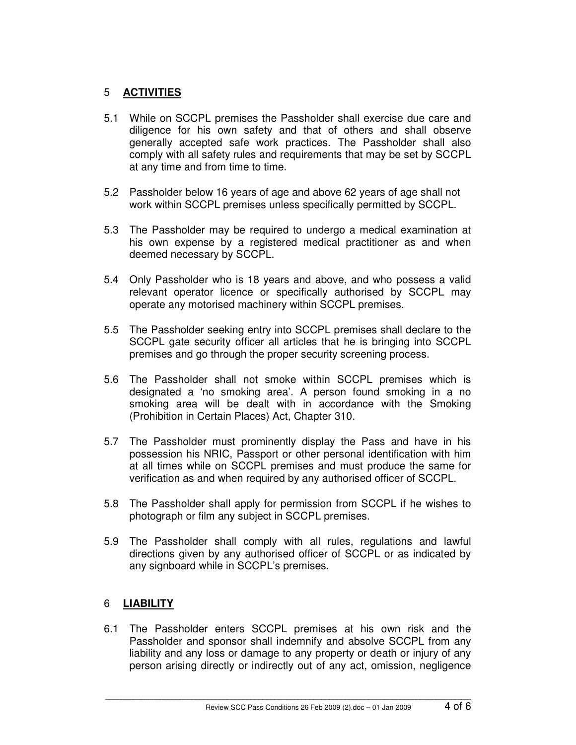## 5 **ACTIVITIES**

5.1 While on SCCPL premises the Passholder shall exercise due care and diligence for his own safety and that of others and shall observe generally accepted safe work practices. The Passholder shall also comply with all safety rules and requirements that may be set by SCCPL at any time and from time to time.

5.2 Passholder below 16 years of age and above 62 years of age shall not work within SCCPL premises unless specifically permitted by SCCPL.

5.3 The Passholder may be required to undergo a medical examination at his own expense by a registered medical practitioner as and when deemed necessary by SCCPL.

5.4 Only Passholder who is 18 years and above, and who possess a valid relevant operator licence or specifically authorised by SCCPL may operate any motorised machinery within SCCPL premises.

5.5 The Passholder seeking entry into SCCPL premises shall declare to the SCCPL gate security officer all articles that he is bringing into SCCPL premises and go through the proper security screening process.

5.6 The Passholder shall not smoke within SCCPL premises which is designated a 'no smoking area'. A person found smoking in a no smoking area will be dealt with in accordance with the Smoking (Prohibition in Certain Places) Act, Chapter 310.

5.7 The Passholder must prominently display the Pass and have in his possession his NRIC, Passport or other personal identification with him at all times while on SCCPL premises and must produce the same for verification as and when required by any authorised officer of SCCPL.

5.8 The Passholder shall apply for permission from SCCPL if he wishes to photograph or film any subject in SCCPL premises.

5.9 The Passholder shall comply with all rules, regulations and lawful directions given by any authorised officer of SCCPL or as indicated by any signboard while in SCCPL's premises.

## 6 **LIABILITY**

6.1 The Passholder enters SCCPL premises at his own risk and the Passholder and sponsor shall indemnify and absolve SCCPL from any liability and any loss or damage to any property or death or injury of any person arising directly or indirectly out of any act, omission, negligence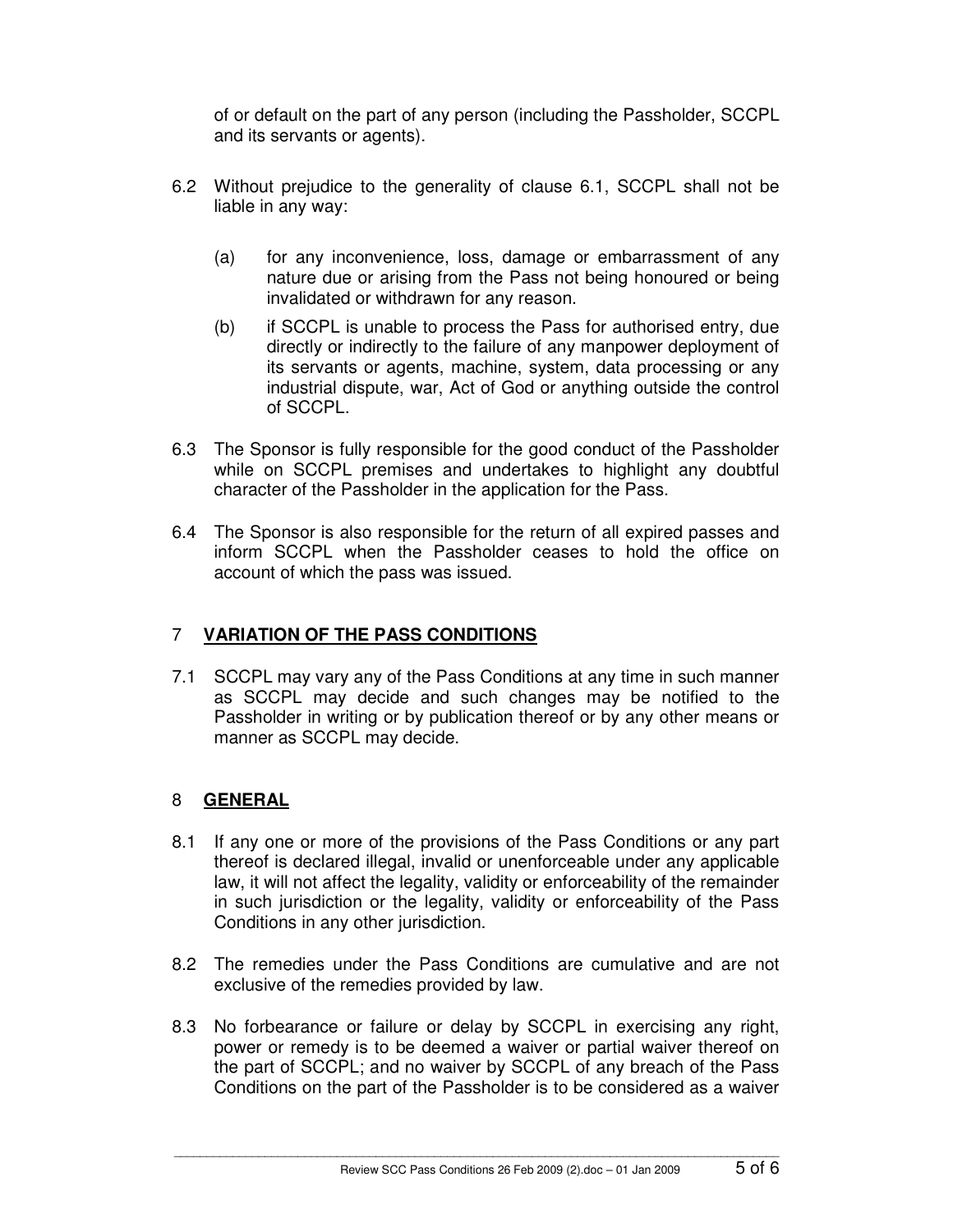of or default on the part of any person (including the Passholder, SCCPL and its servants or agents).

6.2 Without prejudice to the generality of clause 6.1, SCCPL shall not be liable in any way:

(a) for any inconvenience, loss, damage or embarrassment of any nature due or arising from the Pass not being honoured or being invalidated or withdrawn for any reason.

(b) if SCCPL is unable to process the Pass for authorised entry, due directly or indirectly to the failure of any manpower deployment of its servants or agents, machine, system, data processing or any industrial dispute, war, Act of God or anything outside the control of SCCPL.

6.3 The Sponsor is fully responsible for the good conduct of the Passholder while on SCCPL premises and undertakes to highlight any doubtful character of the Passholder in the application for the Pass.

6.4 The Sponsor is also responsible for the return of all expired passes and inform SCCPL when the Passholder ceases to hold the office on account of which the pass was issued.

## 7 **VARIATION OF THE PASS CONDITIONS**

7.1 SCCPL may vary any of the Pass Conditions at any time in such manner as SCCPL may decide and such changes may be notified to the Passholder in writing or by publication thereof or by any other means or manner as SCCPL may decide.

## 8 **GENERAL**

8.1 If any one or more of the provisions of the Pass Conditions or any part thereof is declared illegal, invalid or unenforceable under any applicable law, it will not affect the legality, validity or enforceability of the remainder in such jurisdiction or the legality, validity or enforceability of the Pass Conditions in any other jurisdiction.

8.2 The remedies under the Pass Conditions are cumulative and are not exclusive of the remedies provided by law.

8.3 No forbearance or failure or delay by SCCPL in exercising any right, power or remedy is to be deemed a waiver or partial waiver thereof on the part of SCCPL; and no waiver by SCCPL of any breach of the Pass Conditions on the part of the Passholder is to be considered as a waiver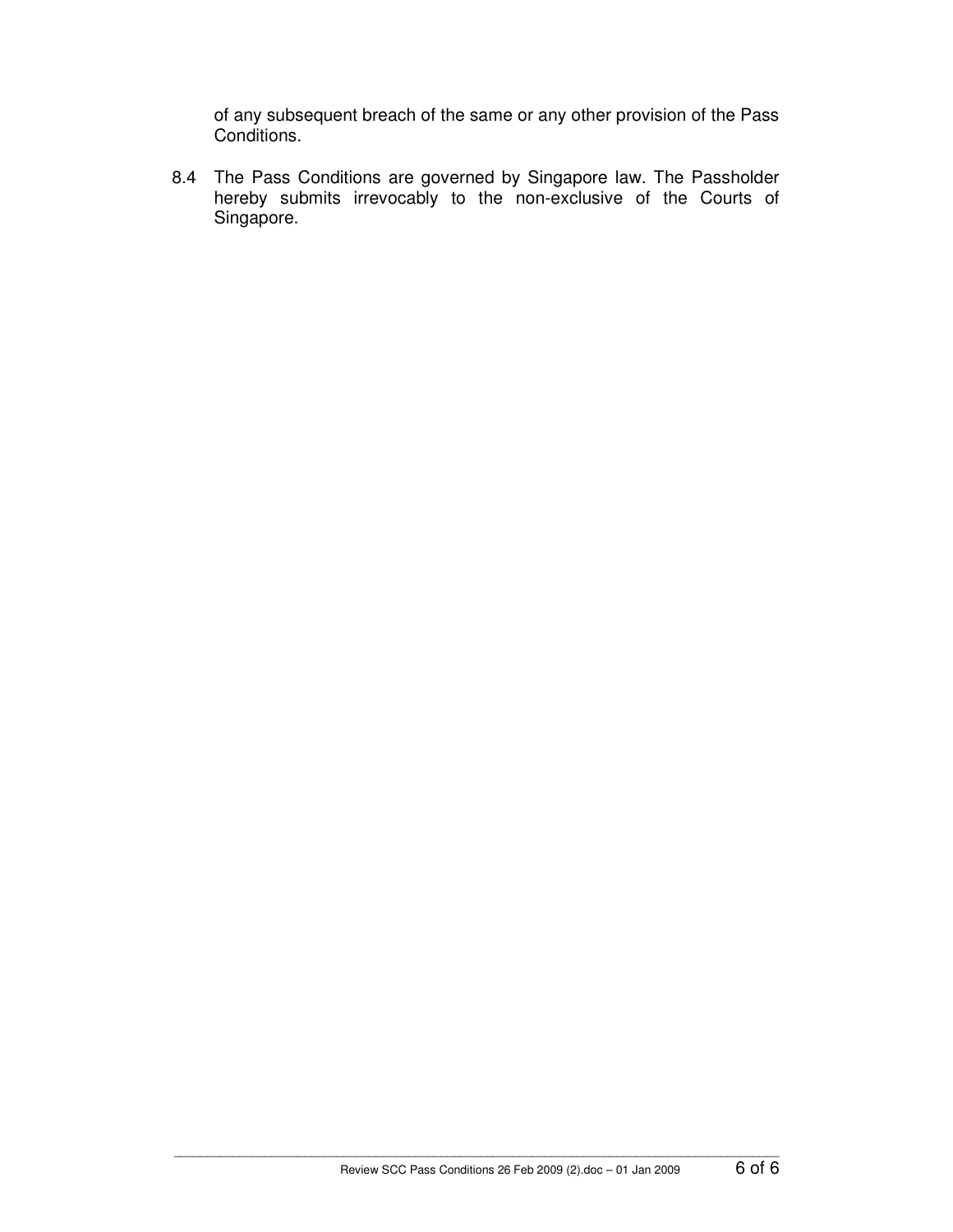of any subsequent breach of the same or any other provision of the Pass Conditions.

8.4 The Pass Conditions are governed by Singapore law. The Passholder hereby submits irrevocably to the non-exclusive of the Courts of Singapore.